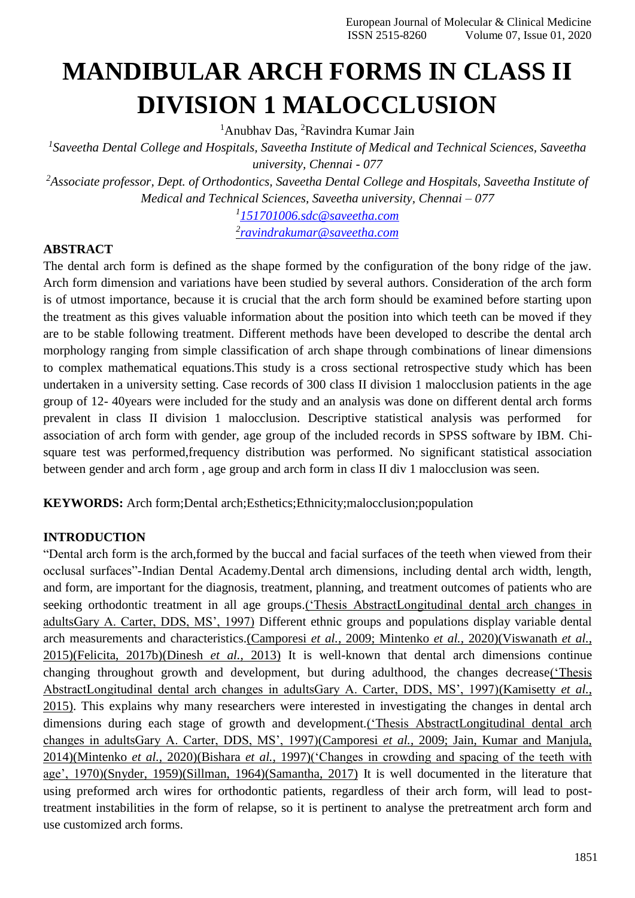# MANDIBULAR ARCH FORMS IN CLASS II DIVISION 1 MALOCCLUSION

[1]Anubhav Das, [2]Ravindra Kumar Jain

[1]*Saveetha Dental College and Hospitals, Saveetha Institute of Medical and Technical Sciences, Saveetha university, Chennai - 077*

[2]*Associate professor, Dept. of Orthodontics, Saveetha Dental College and Hospitals, Saveetha Institute of Medical and Technical Sciences, Saveetha university, Chennai – 077*

[1]*151701006.sdc@saveetha.com*

[2]*ravindrakumar@saveetha.com*

## ABSTRACT

The dental arch form is defined as the shape formed by the configuration of the bony ridge of the jaw. Arch form dimension and variations have been studied by several authors. Consideration of the arch form is of utmost importance, because it is crucial that the arch form should be examined before starting upon the treatment as this gives valuable information about the position into which teeth can be moved if they are to be stable following treatment. Different methods have been developed to describe the dental arch morphology ranging from simple classification of arch shape through combinations of linear dimensions to complex mathematical equations.This study is a cross sectional retrospective study which has been undertaken in a university setting. Case records of 300 class II division 1 malocclusion patients in the age group of 12- 40years were included for the study and an analysis was done on different dental arch forms prevalent in class II division 1 malocclusion. Descriptive statistical analysis was performed for association of arch form with gender, age group of the included records in SPSS software by IBM. Chi-square test was performed,frequency distribution was performed. No significant statistical association between gender and arch form , age group and arch form in class II div 1 malocclusion was seen.

**KEYWORDS:** Arch form;Dental arch;Esthetics;Ethnicity;malocclusion;population

## INTRODUCTION

"Dental arch form is the arch,formed by the buccal and facial surfaces of the teeth when viewed from their occlusal surfaces"-Indian Dental Academy.Dental arch dimensions, including dental arch width, length, and form, are important for the diagnosis, treatment, planning, and treatment outcomes of patients who are seeking orthodontic treatment in all age groups.('Thesis AbstractLongitudinal dental arch changes in adultsGary A. Carter, DDS, MS', 1997) Different ethnic groups and populations display variable dental arch measurements and characteristics.(Camporesi *et al.*, 2009; Mintenko *et al.*, 2020)(Viswanath *et al.*, 2015)(Felicita, 2017b)(Dinesh *et al.*, 2013) It is well-known that dental arch dimensions continue changing throughout growth and development, but during adulthood, the changes decrease('Thesis AbstractLongitudinal dental arch changes in adultsGary A. Carter, DDS, MS', 1997)(Kamisetty *et al.*, 2015). This explains why many researchers were interested in investigating the changes in dental arch dimensions during each stage of growth and development.('Thesis AbstractLongitudinal dental arch changes in adultsGary A. Carter, DDS, MS', 1997)(Camporesi *et al.*, 2009; Jain, Kumar and Manjula, 2014)(Mintenko *et al.*, 2020)(Bishara *et al.*, 1997)('Changes in crowding and spacing of the teeth with age', 1970)(Snyder, 1959)(Sillman, 1964)(Samantha, 2017) It is well documented in the literature that using preformed arch wires for orthodontic patients, regardless of their arch form, will lead to post-treatment instabilities in the form of relapse, so it is pertinent to analyse the pretreatment arch form and use customized arch forms.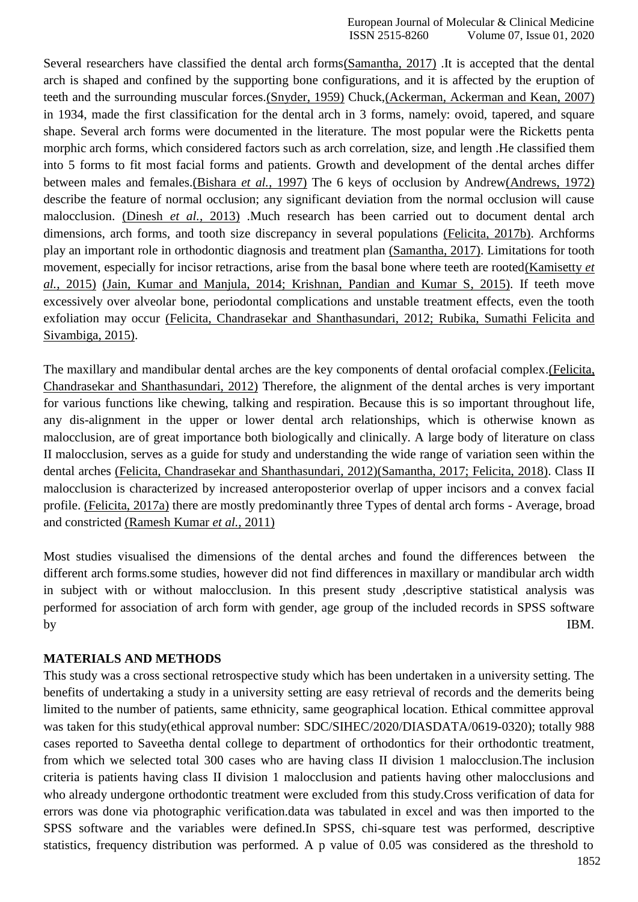Several researchers have classified the dental arch forms(Samantha, 2017) .It is accepted that the dental arch is shaped and confined by the supporting bone configurations, and it is affected by the eruption of teeth and the surrounding muscular forces.(Snyder, 1959) Chuck,(Ackerman, Ackerman and Kean, 2007) in 1934, made the first classification for the dental arch in 3 forms, namely: ovoid, tapered, and square shape. Several arch forms were documented in the literature. The most popular were the Ricketts penta morphic arch forms, which considered factors such as arch correlation, size, and length .He classified them into 5 forms to fit most facial forms and patients. Growth and development of the dental arches differ between males and females.(Bishara *et al.*, 1997) The 6 keys of occlusion by Andrew(Andrews, 1972) describe the feature of normal occlusion; any significant deviation from the normal occlusion will cause malocclusion. (Dinesh *et al.*, 2013) .Much research has been carried out to document dental arch dimensions, arch forms, and tooth size discrepancy in several populations (Felicita, 2017b). Archforms play an important role in orthodontic diagnosis and treatment plan (Samantha, 2017). Limitations for tooth movement, especially for incisor retractions, arise from the basal bone where teeth are rooted(Kamisetty *et al.*, 2015) (Jain, Kumar and Manjula, 2014; Krishnan, Pandian and Kumar S, 2015). If teeth move excessively over alveolar bone, periodontal complications and unstable treatment effects, even the tooth exfoliation may occur (Felicita, Chandrasekar and Shanthasundari, 2012; Rubika, Sumathi Felicita and Sivambiga, 2015).

The maxillary and mandibular dental arches are the key components of dental orofacial complex.(Felicita, Chandrasekar and Shanthasundari, 2012) Therefore, the alignment of the dental arches is very important for various functions like chewing, talking and respiration. Because this is so important throughout life, any dis-alignment in the upper or lower dental arch relationships, which is otherwise known as malocclusion, are of great importance both biologically and clinically. A large body of literature on class II malocclusion, serves as a guide for study and understanding the wide range of variation seen within the dental arches (Felicita, Chandrasekar and Shanthasundari, 2012)(Samantha, 2017; Felicita, 2018). Class II malocclusion is characterized by increased anteroposterior overlap of upper incisors and a convex facial profile. (Felicita, 2017a) there are mostly predominantly three Types of dental arch forms - Average, broad and constricted (Ramesh Kumar *et al.*, 2011)

Most studies visualised the dimensions of the dental arches and found the differences between the different arch forms.some studies, however did not find differences in maxillary or mandibular arch width in subject with or without malocclusion. In this present study ,descriptive statistical analysis was performed for association of arch form with gender, age group of the included records in SPSS software by IBM.

## MATERIALS AND METHODS

This study was a cross sectional retrospective study which has been undertaken in a university setting. The benefits of undertaking a study in a university setting are easy retrieval of records and the demerits being limited to the number of patients, same ethnicity, same geographical location. Ethical committee approval was taken for this study(ethical approval number: SDC/SIHEC/2020/DIASDATA/0619-0320); totally 988 cases reported to Saveetha dental college to department of orthodontics for their orthodontic treatment, from which we selected total 300 cases who are having class II division 1 malocclusion.The inclusion criteria is patients having class II division 1 malocclusion and patients having other malocclusions and who already undergone orthodontic treatment were excluded from this study.Cross verification of data for errors was done via photographic verification.data was tabulated in excel and was then imported to the SPSS software and the variables were defined.In SPSS, chi-square test was performed, descriptive statistics, frequency distribution was performed. A p value of 0.05 was considered as the threshold to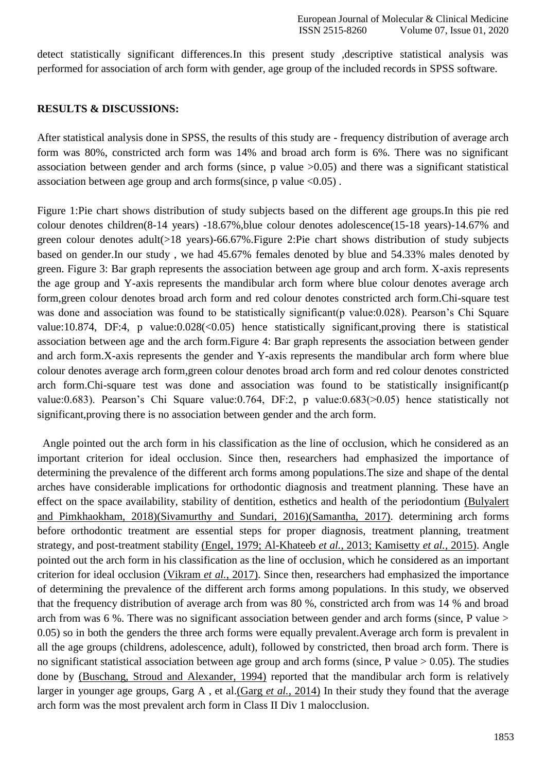detect statistically significant differences.In this present study ,descriptive statistical analysis was performed for association of arch form with gender, age group of the included records in SPSS software.

## RESULTS & DISCUSSIONS:

After statistical analysis done in SPSS, the results of this study are - frequency distribution of average arch form was 80%, constricted arch form was 14% and broad arch form is 6%. There was no significant association between gender and arch forms (since, p value >0.05) and there was a significant statistical association between age group and arch forms(since, p value <0.05) .

Figure 1:Pie chart shows distribution of study subjects based on the different age groups.In this pie red colour denotes children(8-14 years) -18.67%,blue colour denotes adolescence(15-18 years)-14.67% and green colour denotes adult(>18 years)-66.67%.Figure 2:Pie chart shows distribution of study subjects based on gender.In our study , we had 45.67% females denoted by blue and 54.33% males denoted by green. Figure 3: Bar graph represents the association between age group and arch form. X-axis represents the age group and Y-axis represents the mandibular arch form where blue colour denotes average arch form,green colour denotes broad arch form and red colour denotes constricted arch form.Chi-square test was done and association was found to be statistically significant(p value:0.028). Pearson's Chi Square value:10.874, DF:4, p value:0.028(<0.05) hence statistically significant,proving there is statistical association between age and the arch form.Figure 4: Bar graph represents the association between gender and arch form.X-axis represents the gender and Y-axis represents the mandibular arch form where blue colour denotes average arch form,green colour denotes broad arch form and red colour denotes constricted arch form.Chi-square test was done and association was found to be statistically insignificant(p value:0.683). Pearson's Chi Square value:0.764, DF:2, p value:0.683(>0.05) hence statistically not significant,proving there is no association between gender and the arch form.

Angle pointed out the arch form in his classification as the line of occlusion, which he considered as an important criterion for ideal occlusion. Since then, researchers had emphasized the importance of determining the prevalence of the different arch forms among populations.The size and shape of the dental arches have considerable implications for orthodontic diagnosis and treatment planning. These have an effect on the space availability, stability of dentition, esthetics and health of the periodontium (Bulyalert and Pimkhaokham, 2018)(Sivamurthy and Sundari, 2016)(Samantha, 2017). determining arch forms before orthodontic treatment are essential steps for proper diagnosis, treatment planning, treatment strategy, and post-treatment stability (Engel, 1979; Al-Khateeb *et al.*, 2013; Kamisetty *et al.*, 2015). Angle pointed out the arch form in his classification as the line of occlusion, which he considered as an important criterion for ideal occlusion (Vikram *et al.*, 2017). Since then, researchers had emphasized the importance of determining the prevalence of the different arch forms among populations. In this study, we observed that the frequency distribution of average arch from was 80 %, constricted arch from was 14 % and broad arch from was 6 %. There was no significant association between gender and arch forms (since, P value > 0.05) so in both the genders the three arch forms were equally prevalent.Average arch form is prevalent in all the age groups (childrens, adolescence, adult), followed by constricted, then broad arch form. There is no significant statistical association between age group and arch forms (since, P value > 0.05). The studies done by (Buschang, Stroud and Alexander, 1994) reported that the mandibular arch form is relatively larger in younger age groups, Garg A , et al.(Garg *et al.*, 2014) In their study they found that the average arch form was the most prevalent arch form in Class II Div 1 malocclusion.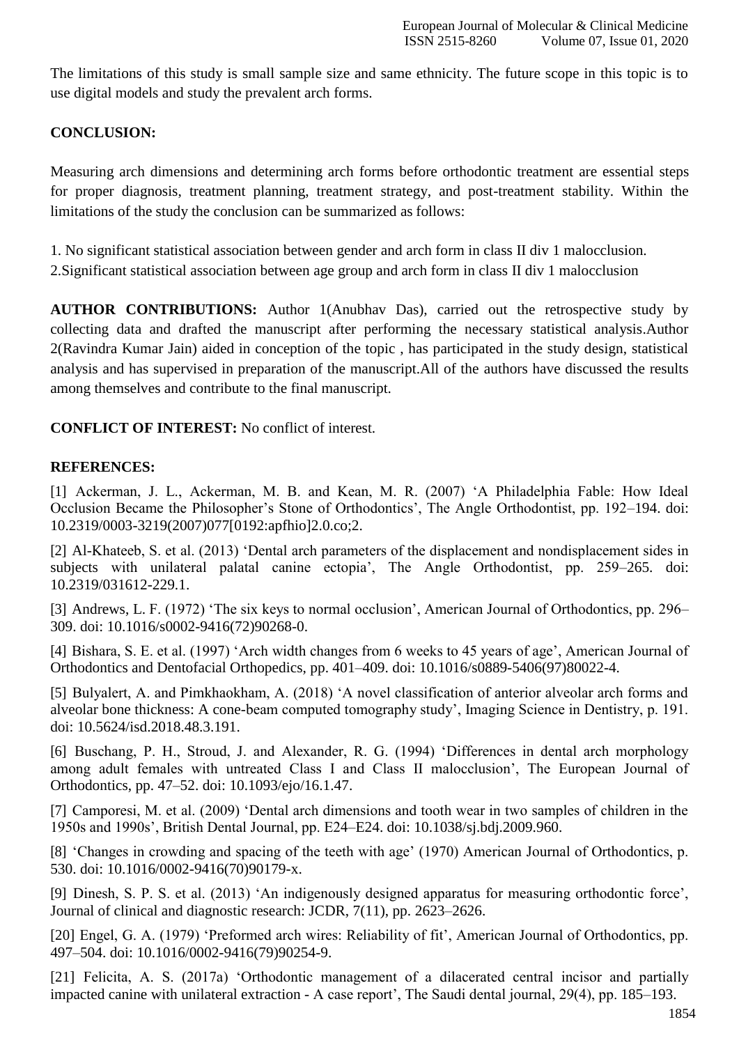The limitations of this study is small sample size and same ethnicity. The future scope in this topic is to use digital models and study the prevalent arch forms.

## CONCLUSION:

Measuring arch dimensions and determining arch forms before orthodontic treatment are essential steps for proper diagnosis, treatment planning, treatment strategy, and post-treatment stability. Within the limitations of the study the conclusion can be summarized as follows:

1. No significant statistical association between gender and arch form in class II div 1 malocclusion.
2.Significant statistical association between age group and arch form in class II div 1 malocclusion

**AUTHOR CONTRIBUTIONS:** Author 1(Anubhav Das), carried out the retrospective study by collecting data and drafted the manuscript after performing the necessary statistical analysis.Author 2(Ravindra Kumar Jain) aided in conception of the topic , has participated in the study design, statistical analysis and has supervised in preparation of the manuscript.All of the authors have discussed the results among themselves and contribute to the final manuscript.

**CONFLICT OF INTEREST:** No conflict of interest.

## REFERENCES:

[1] Ackerman, J. L., Ackerman, M. B. and Kean, M. R. (2007) 'A Philadelphia Fable: How Ideal Occlusion Became the Philosopher's Stone of Orthodontics', The Angle Orthodontist, pp. 192–194. doi: 10.2319/0003-3219(2007)077[0192:apfhio]2.0.co;2.

[2] Al-Khateeb, S. et al. (2013) 'Dental arch parameters of the displacement and nondisplacement sides in subjects with unilateral palatal canine ectopia', The Angle Orthodontist, pp. 259–265. doi: 10.2319/031612-229.1.

[3] Andrews, L. F. (1972) 'The six keys to normal occlusion', American Journal of Orthodontics, pp. 296–309. doi: 10.1016/s0002-9416(72)90268-0.

[4] Bishara, S. E. et al. (1997) 'Arch width changes from 6 weeks to 45 years of age', American Journal of Orthodontics and Dentofacial Orthopedics, pp. 401–409. doi: 10.1016/s0889-5406(97)80022-4.

[5] Bulyalert, A. and Pimkhaokham, A. (2018) 'A novel classification of anterior alveolar arch forms and alveolar bone thickness: A cone-beam computed tomography study', Imaging Science in Dentistry, p. 191. doi: 10.5624/isd.2018.48.3.191.

[6] Buschang, P. H., Stroud, J. and Alexander, R. G. (1994) 'Differences in dental arch morphology among adult females with untreated Class I and Class II malocclusion', The European Journal of Orthodontics, pp. 47–52. doi: 10.1093/ejo/16.1.47.

[7] Camporesi, M. et al. (2009) 'Dental arch dimensions and tooth wear in two samples of children in the 1950s and 1990s', British Dental Journal, pp. E24–E24. doi: 10.1038/sj.bdj.2009.960.

[8] 'Changes in crowding and spacing of the teeth with age' (1970) American Journal of Orthodontics, p. 530. doi: 10.1016/0002-9416(70)90179-x.

[9] Dinesh, S. P. S. et al. (2013) 'An indigenously designed apparatus for measuring orthodontic force', Journal of clinical and diagnostic research: JCDR, 7(11), pp. 2623–2626.

[20] Engel, G. A. (1979) 'Preformed arch wires: Reliability of fit', American Journal of Orthodontics, pp. 497–504. doi: 10.1016/0002-9416(79)90254-9.

[21] Felicita, A. S. (2017a) 'Orthodontic management of a dilacerated central incisor and partially impacted canine with unilateral extraction - A case report', The Saudi dental journal, 29(4), pp. 185–193.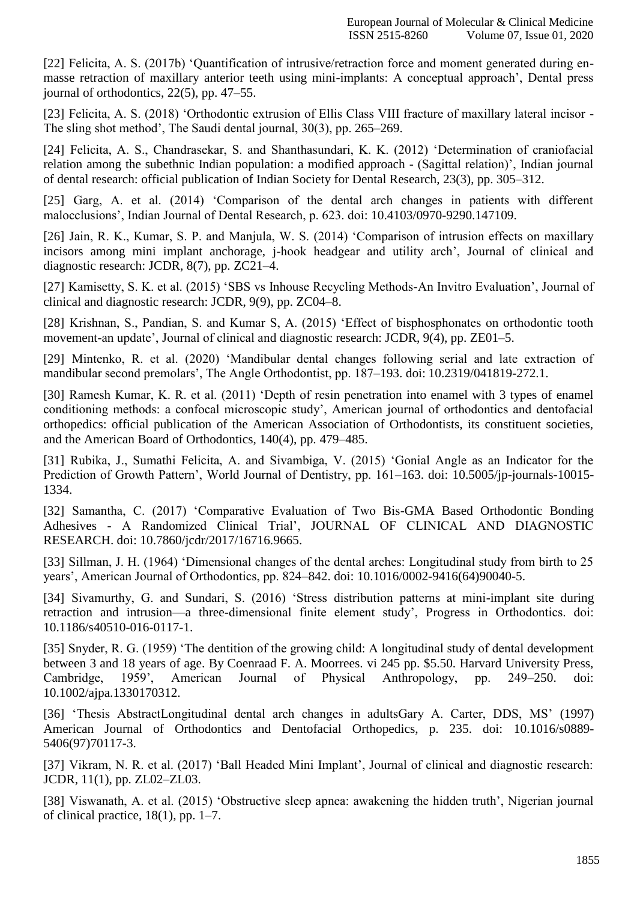[22] Felicita, A. S. (2017b) 'Quantification of intrusive/retraction force and moment generated during en-masse retraction of maxillary anterior teeth using mini-implants: A conceptual approach', Dental press journal of orthodontics, 22(5), pp. 47–55.

[23] Felicita, A. S. (2018) 'Orthodontic extrusion of Ellis Class VIII fracture of maxillary lateral incisor - The sling shot method', The Saudi dental journal, 30(3), pp. 265–269.

[24] Felicita, A. S., Chandrasekar, S. and Shanthasundari, K. K. (2012) 'Determination of craniofacial relation among the subethnic Indian population: a modified approach - (Sagittal relation)', Indian journal of dental research: official publication of Indian Society for Dental Research, 23(3), pp. 305–312.

[25] Garg, A. et al. (2014) 'Comparison of the dental arch changes in patients with different malocclusions', Indian Journal of Dental Research, p. 623. doi: 10.4103/0970-9290.147109.

[26] Jain, R. K., Kumar, S. P. and Manjula, W. S. (2014) 'Comparison of intrusion effects on maxillary incisors among mini implant anchorage, j-hook headgear and utility arch', Journal of clinical and diagnostic research: JCDR, 8(7), pp. ZC21–4.

[27] Kamisetty, S. K. et al. (2015) 'SBS vs Inhouse Recycling Methods-An Invitro Evaluation', Journal of clinical and diagnostic research: JCDR, 9(9), pp. ZC04–8.

[28] Krishnan, S., Pandian, S. and Kumar S, A. (2015) 'Effect of bisphosphonates on orthodontic tooth movement-an update', Journal of clinical and diagnostic research: JCDR, 9(4), pp. ZE01–5.

[29] Mintenko, R. et al. (2020) 'Mandibular dental changes following serial and late extraction of mandibular second premolars', The Angle Orthodontist, pp. 187–193. doi: 10.2319/041819-272.1.

[30] Ramesh Kumar, K. R. et al. (2011) 'Depth of resin penetration into enamel with 3 types of enamel conditioning methods: a confocal microscopic study', American journal of orthodontics and dentofacial orthopedics: official publication of the American Association of Orthodontists, its constituent societies, and the American Board of Orthodontics, 140(4), pp. 479–485.

[31] Rubika, J., Sumathi Felicita, A. and Sivambiga, V. (2015) 'Gonial Angle as an Indicator for the Prediction of Growth Pattern', World Journal of Dentistry, pp. 161–163. doi: 10.5005/jp-journals-10015-1334.

[32] Samantha, C. (2017) 'Comparative Evaluation of Two Bis-GMA Based Orthodontic Bonding Adhesives - A Randomized Clinical Trial', JOURNAL OF CLINICAL AND DIAGNOSTIC RESEARCH. doi: 10.7860/jcdr/2017/16716.9665.

[33] Sillman, J. H. (1964) 'Dimensional changes of the dental arches: Longitudinal study from birth to 25 years', American Journal of Orthodontics, pp. 824–842. doi: 10.1016/0002-9416(64)90040-5.

[34] Sivamurthy, G. and Sundari, S. (2016) 'Stress distribution patterns at mini-implant site during retraction and intrusion—a three-dimensional finite element study', Progress in Orthodontics. doi: 10.1186/s40510-016-0117-1.

[35] Snyder, R. G. (1959) 'The dentition of the growing child: A longitudinal study of dental development between 3 and 18 years of age. By Coenraad F. A. Moorrees. vi 245 pp. $5.50. Harvard University Press, Cambridge, 1959', American Journal of Physical Anthropology, pp. 249–250. doi: 10.1002/ajpa.1330170312.

[36] 'Thesis AbstractLongitudinal dental arch changes in adultsGary A. Carter, DDS, MS' (1997) American Journal of Orthodontics and Dentofacial Orthopedics, p. 235. doi: 10.1016/s0889-5406(97)70117-3.

[37] Vikram, N. R. et al. (2017) 'Ball Headed Mini Implant', Journal of clinical and diagnostic research: JCDR, 11(1), pp. ZL02–ZL03.

[38] Viswanath, A. et al. (2015) 'Obstructive sleep apnea: awakening the hidden truth', Nigerian journal of clinical practice, 18(1), pp. 1–7.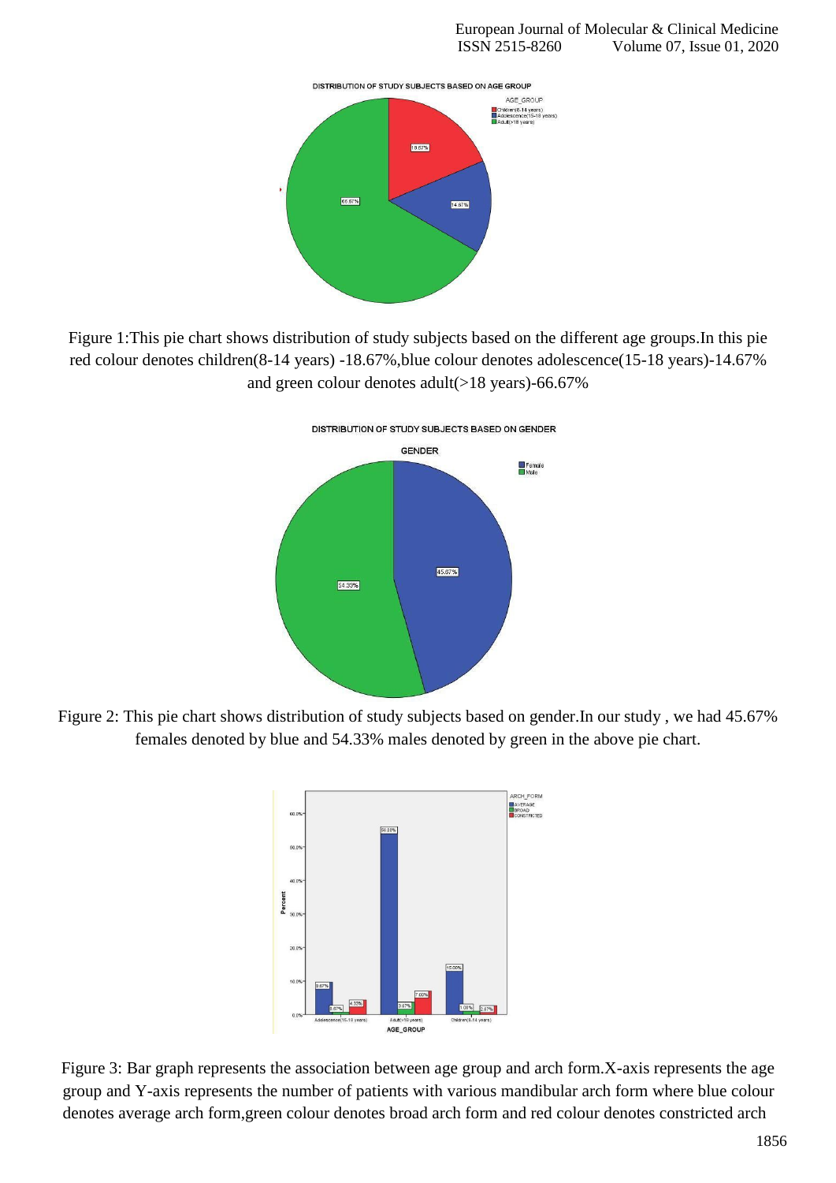Figure 1:This pie chart shows distribution of study subjects based on the different age groups.In this pie red colour denotes children(8-14 years) -18.67%,blue colour denotes adolescence(15-18 years)-14.67% and green colour denotes adult(>18 years)-66.67%

Figure 2: This pie chart shows distribution of study subjects based on gender.In our study , we had 45.67% females denoted by blue and 54.33% males denoted by green in the above pie chart.

Figure 3: Bar graph represents the association between age group and arch form.X-axis represents the age group and Y-axis represents the number of patients with various mandibular arch form where blue colour denotes average arch form,green colour denotes broad arch form and red colour denotes constricted arch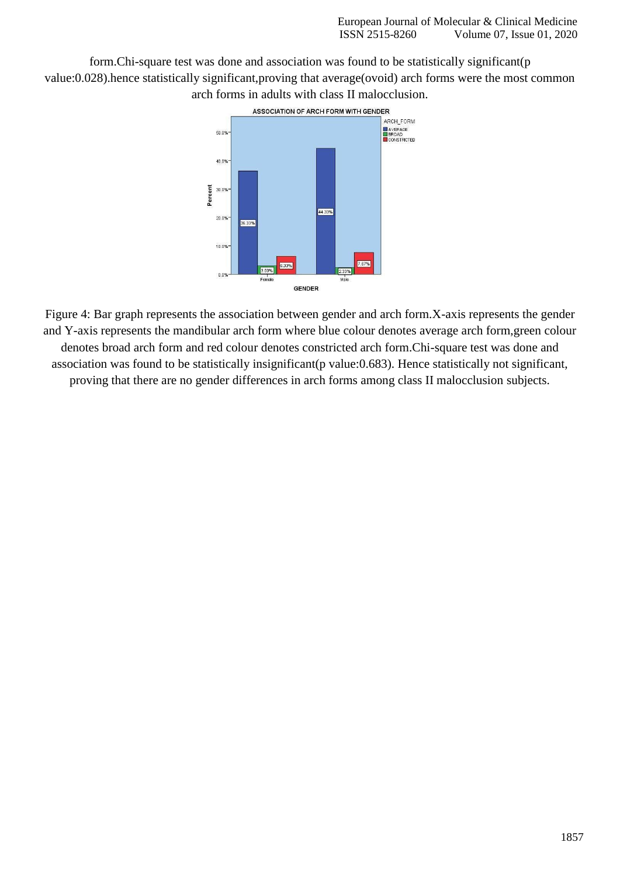form.Chi-square test was done and association was found to be statistically significant(p value:0.028).hence statistically significant,proving that average(ovoid) arch forms were the most common arch forms in adults with class II malocclusion.

ASSOCIATION OF ARCH FORM WITH GENDER

ARCH_FORM
AVERAGE
BROAD
CONSTRICTED

Percent
50.0%
40.0%
30.0%
20.0%
10.0%
0.0%

36.33%
3.00%
6.33%
44.33%
2.33%
7.67%

Female
Male

GENDER

Figure 4: Bar graph represents the association between gender and arch form.X-axis represents the gender and Y-axis represents the mandibular arch form where blue colour denotes average arch form,green colour denotes broad arch form and red colour denotes constricted arch form.Chi-square test was done and association was found to be statistically insignificant(p value:0.683). Hence statistically not significant, proving that there are no gender differences in arch forms among class II malocclusion subjects.